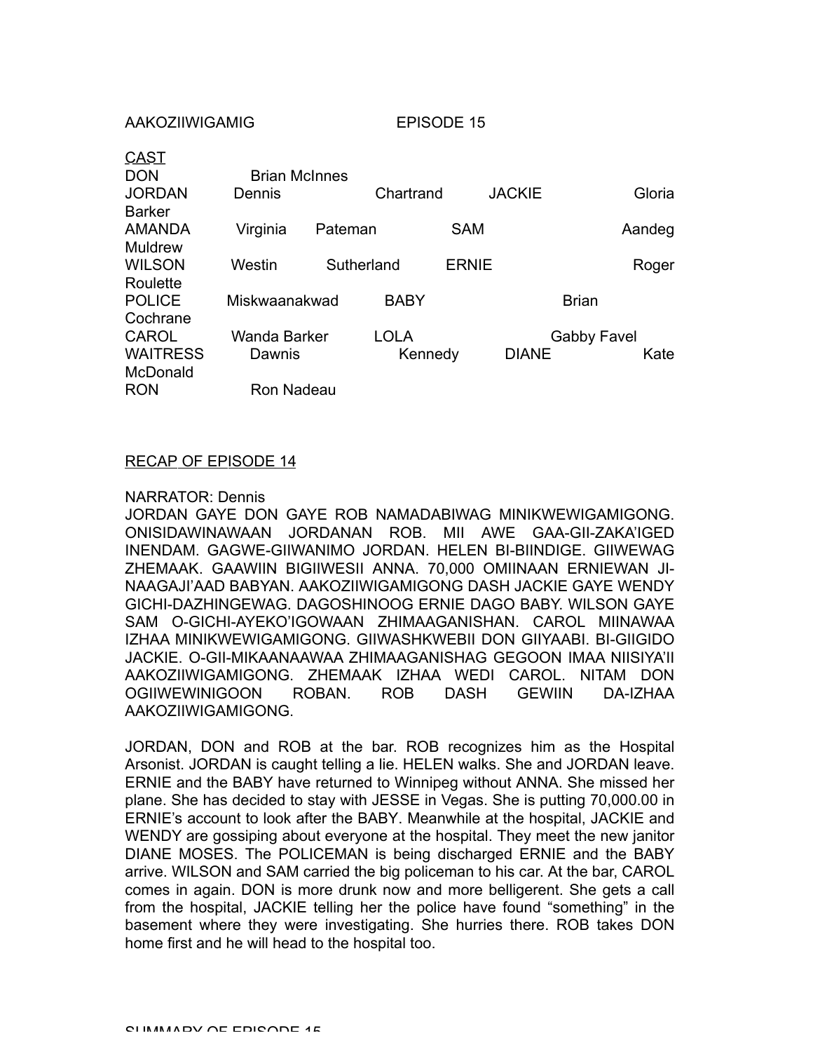AAKOZIIWIGAMIG EPISODE 15

CAST

| | |
|---|---|
| DON | Brian McInnes |
| JORDAN | Dennis Chartrand |
| JACKIE | Gloria Barker |
| AMANDA | Virginia Pateman |
| SAM | Aandeg Muldrew |
| WILSON | Westin Sutherland |
| ERNIE | Roger Roulette |
| POLICE | Miskwaanakwad |
| BABY | Brian Cochrane |
| CAROL | Wanda Barker |
| LOLA | Gabby Favel |
| WAITRESS | Dawnis Kennedy |
| DIANE | Kate McDonald |
| RON | Ron Nadeau |

RECAP OF EPISODE 14

NARRATOR: Dennis

JORDAN GAYE DON GAYE ROB NAMADABIWAG MINIKWEWIGAMIGONG. ONISIDAWINAWAAN JORDANAN ROB. MII AWE GAA-GII-ZAKA'IGED INENDAM. GAGWE-GIIWANIMO JORDAN. HELEN BI-BIINDIGE. GIIWEWAG ZHEMAAK. GAAWIIN BIGIIWESII ANNA. 70,000 OMIINAAN ERNIEWAN JI-NAAGAJI'AAD BABYAN. AAKOZIIWIGAMIGONG DASH JACKIE GAYE WENDY GICHI-DAZHINGEWAG. DAGOSHINOOG ERNIE DAGO BABY. WILSON GAYE SAM O-GICHI-AYEKO'IGOWAAN ZHIMAAGANISHAN. CAROL MIINAWAA IZHAA MINIKWEWIGAMIGONG. GIIWASHKWEBII DON GIIYAABI. BI-GIIGIDO JACKIE. O-GII-MIKAANAAWAA ZHIMAAGANISHAG GEGOON IMAA NIISIYA'II AAKOZIIWIGAMIGONG. ZHEMAAK IZHAA WEDI CAROL. NITAM DON OGIIWEWINIGOON ROBAN. ROB DASH GEWIIN DA-IZHAA AAKOZIIWIGAMIGONG.

JORDAN, DON and ROB at the bar. ROB recognizes him as the Hospital Arsonist. JORDAN is caught telling a lie. HELEN walks. She and JORDAN leave. ERNIE and the BABY have returned to Winnipeg without ANNA. She missed her plane. She has decided to stay with JESSE in Vegas. She is putting 70,000.00 in ERNIE's account to look after the BABY. Meanwhile at the hospital, JACKIE and WENDY are gossiping about everyone at the hospital. They meet the new janitor DIANE MOSES. The POLICEMAN is being discharged ERNIE and the BABY arrive. WILSON and SAM carried the big policeman to his car. At the bar, CAROL comes in again. DON is more drunk now and more belligerent. She gets a call from the hospital, JACKIE telling her the police have found "something" in the basement where they were investigating. She hurries there. ROB takes DON home first and he will head to the hospital too.

SUMMARY OF EPISODE 15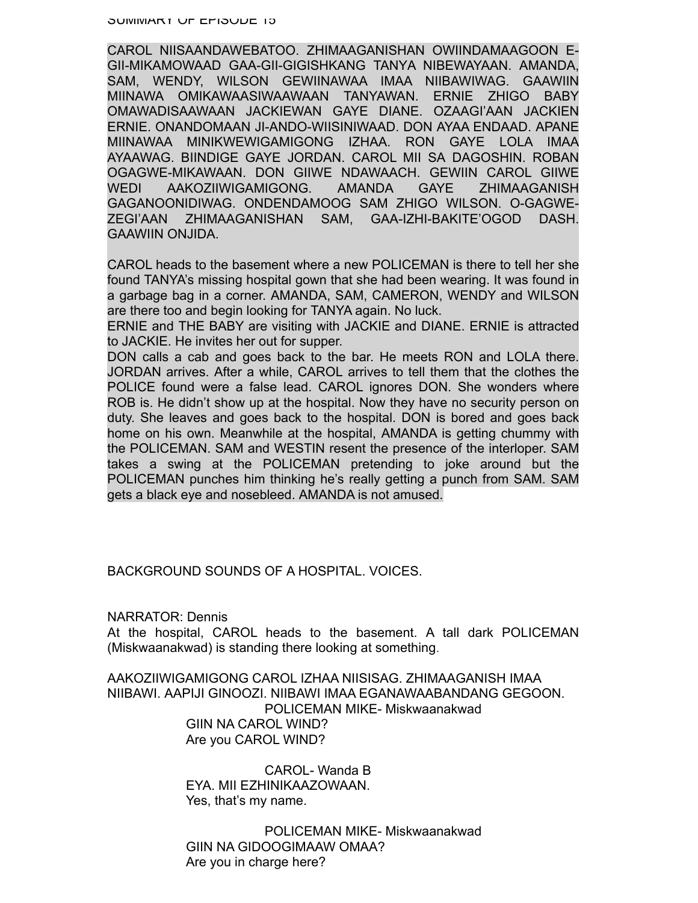SUMMARY OF EPISODE 15

CAROL NIISAANDAWEBATOO. ZHIMAAGANISHAN OWIINDAMAAGOON E-GII-MIKAMOWAAD GAA-GII-GIGISHKANG TANYA NIBEWAYAAN. AMANDA, SAM, WENDY, WILSON GEWIINAWAA IMAA NIIBAWIWAG. GAAWIIN MIINAWA OMIKAWAASIWAAWAAN TANYAWAN. ERNIE ZHIGO BABY OMAWADISAAWAAN JACKIEWAN GAYE DIANE. OZAAGI'AAN JACKIEN ERNIE. ONANDOMAAN JI-ANDO-WIISINIWAAD. DON AYAA ENDAAD. APANE MIINAWAA MINIKWEWIGAMIGONG IZHAA. RON GAYE LOLA IMAA AYAAWAG. BIINDIGE GAYE JORDAN. CAROL MII SA DAGOSHIN. ROBAN OGAGWE-MIKAWAAN. DON GIIWE NDAWAACH. GEWIIN CAROL GIIWE WEDI AAKOZIIWIGAMIGONG. AMANDA GAYE ZHIMAAGANISH GAGANOONIDIWAG. ONDENDAMOOG SAM ZHIGO WILSON. O-GAGWE-ZEGI'AAN ZHIMAAGANISHAN SAM, GAA-IZHI-BAKITE'OGOD DASH. GAAWIIN ONJIDA.

CAROL heads to the basement where a new POLICEMAN is there to tell her she found TANYA's missing hospital gown that she had been wearing. It was found in a garbage bag in a corner. AMANDA, SAM, CAMERON, WENDY and WILSON are there too and begin looking for TANYA again. No luck.
ERNIE and THE BABY are visiting with JACKIE and DIANE. ERNIE is attracted to JACKIE. He invites her out for supper.
DON calls a cab and goes back to the bar. He meets RON and LOLA there. JORDAN arrives. After a while, CAROL arrives to tell them that the clothes the POLICE found were a false lead. CAROL ignores DON. She wonders where ROB is. He didn't show up at the hospital. Now they have no security person on duty. She leaves and goes back to the hospital. DON is bored and goes back home on his own. Meanwhile at the hospital, AMANDA is getting chummy with the POLICEMAN. SAM and WESTIN resent the presence of the interloper. SAM takes a swing at the POLICEMAN pretending to joke around but the POLICEMAN punches him thinking he's really getting a punch from SAM. SAM gets a black eye and nosebleed. AMANDA is not amused.

BACKGROUND SOUNDS OF A HOSPITAL. VOICES.

NARRATOR: Dennis
At the hospital, CAROL heads to the basement. A tall dark POLICEMAN (Miskwaanakwad) is standing there looking at something.

AAKOZIIWIGAMIGONG CAROL IZHAA NIISISAG. ZHIMAAGANISH IMAA NIIBAWI. AAPIJI GINOOZI. NIIBAWI IMAA EGANAWAABANDANG GEGOON.

POLICEMAN MIKE- Miskwaanakwad
GIIN NA CAROL WIND?
Are you CAROL WIND?

CAROL- Wanda B
EYA. MII EZHINIKAAZOWAAN.
Yes, that's my name.

POLICEMAN MIKE- Miskwaanakwad
GIIN NA GIDOOGIMAAW OMAA?
Are you in charge here?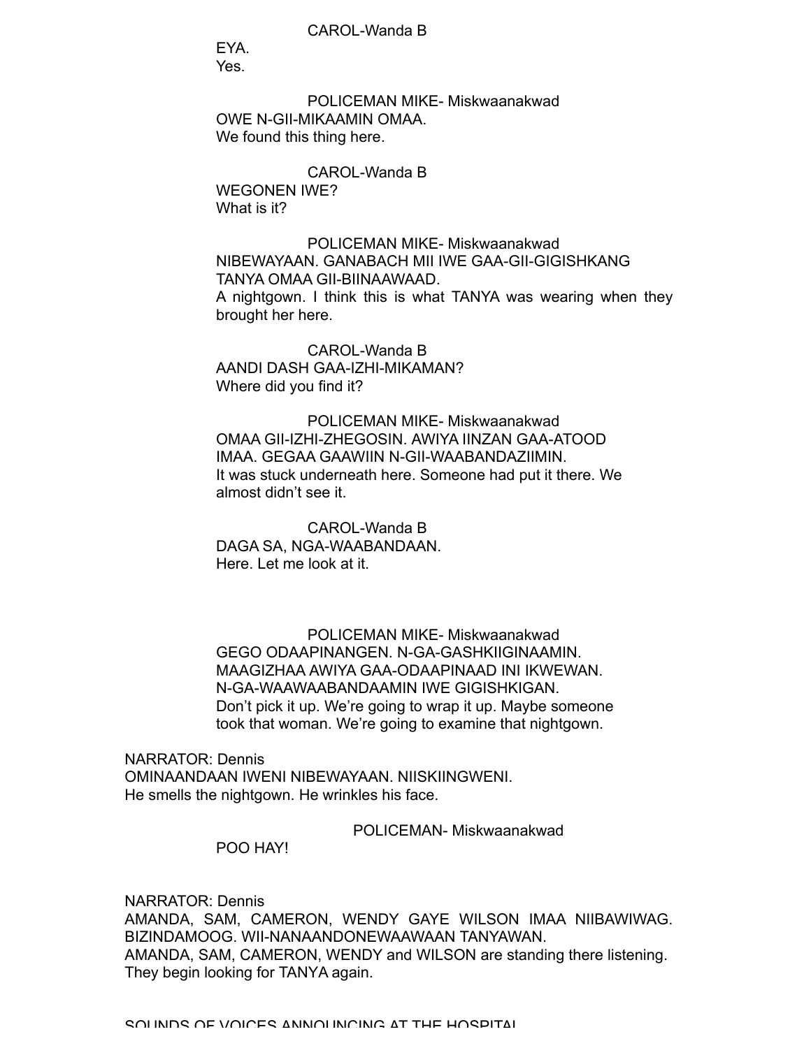CAROL-Wanda B

EYA.
Yes.

POLICEMAN MIKE- Miskwaanakwad

OWE N-GII-MIKAAMIN OMAA.
We found this thing here.

CAROL-Wanda B

WEGONEN IWE?
What is it?

POLICEMAN MIKE- Miskwaanakwad

NIBEWAYAAN. GANABACH MII IWE GAA-GII-GIGISHKANG TANYA OMAA GII-BIINAAWAAD.
A nightgown. I think this is what TANYA was wearing when they brought her here.

CAROL-Wanda B

AANDI DASH GAA-IZHI-MIKAMAN?
Where did you find it?

POLICEMAN MIKE- Miskwaanakwad

OMAA GII-IZHI-ZHEGOSIN. AWIYA IINZAN GAA-ATOOD IMAA. GEGAA GAAWIIN N-GII-WAABANDAZIIMIN.
It was stuck underneath here. Someone had put it there. We almost didn't see it.

CAROL-Wanda B

DAGA SA, NGA-WAABANDAAN.
Here. Let me look at it.

POLICEMAN MIKE- Miskwaanakwad

GEGO ODAAPINANGEN. N-GA-GASHKIIGINAAMIN. MAAGIZHAA AWIYA GAA-ODAAPINAAD INI IKWEWAN. N-GA-WAAWAABANDAAMIN IWE GIGISHKIGAN.
Don't pick it up. We're going to wrap it up. Maybe someone took that woman. We're going to examine that nightgown.

NARRATOR: Dennis
OMINAANDAAN IWENI NIBEWAYAAN. NIISKIINGWENI.
He smells the nightgown. He wrinkles his face.

POLICEMAN- Miskwaanakwad

POO HAY!

NARRATOR: Dennis
AMANDA, SAM, CAMERON, WENDY GAYE WILSON IMAA NIIBAWIWAG. BIZINDAMOOG. WII-NANAANDONEWAAWAAN TANYAWAN.
AMANDA, SAM, CAMERON, WENDY and WILSON are standing there listening. They begin looking for TANYA again.

SOUNDS OF VOICES ANNOUNCING AT THE HOSPITAL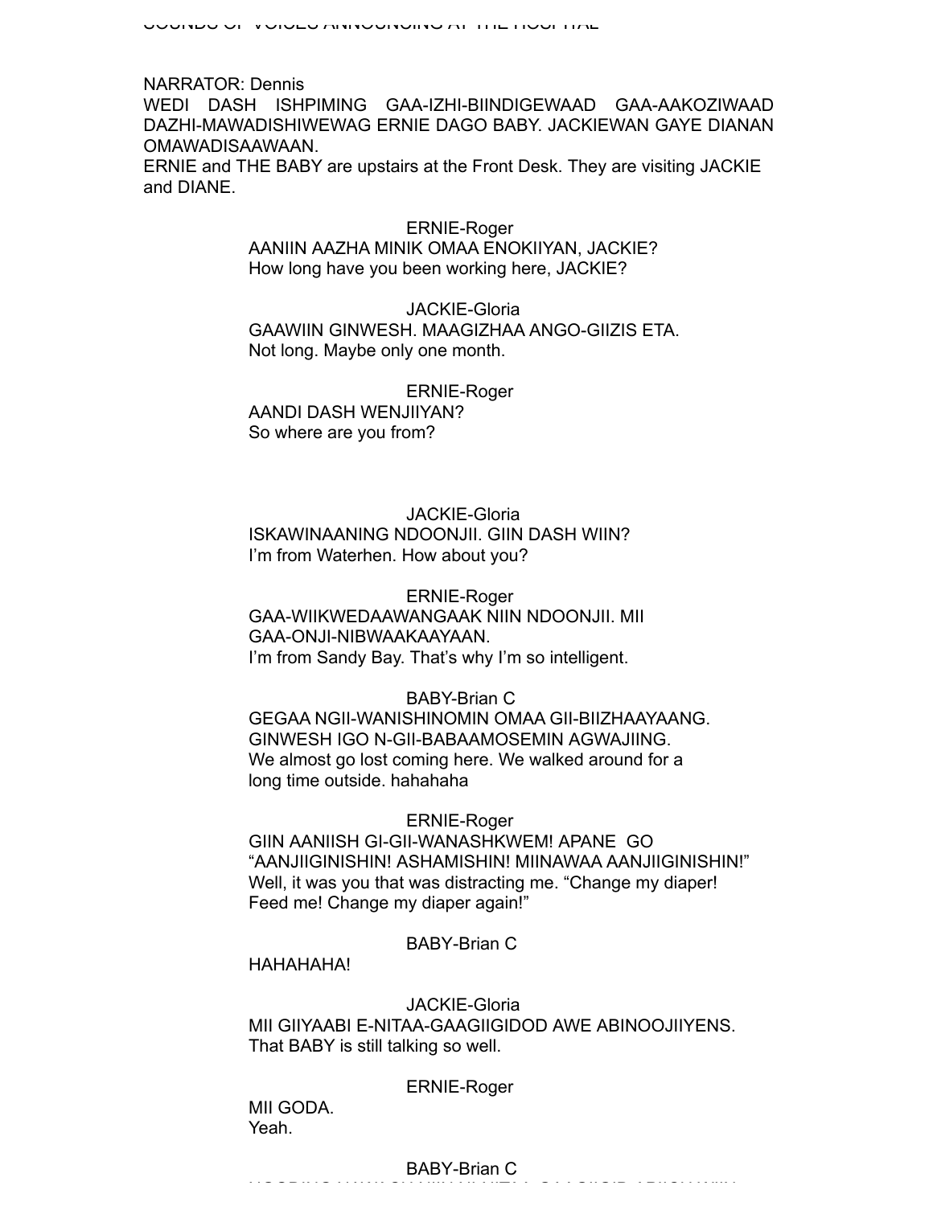SOUNDS OF VOICES ANNOUNCING AT THE HOSPITAL

NARRATOR: Dennis
WEDI DASH ISHPIMING GAA-IZHI-BIINDIGEWAAD GAA-AAKOZIWAAD DAZHI-MAWADISHIWEWAG ERNIE DAGO BABY. JACKIEWAN GAYE DIANAN OMAWADISAAWAAN.
ERNIE and THE BABY are upstairs at the Front Desk. They are visiting JACKIE and DIANE.

ERNIE-Roger
AANIIN AAZHA MINIK OMAA ENOKIIYAN, JACKIE?
How long have you been working here, JACKIE?

JACKIE-Gloria
GAAWIIN GINWESH. MAAGIZHAA ANGO-GIIZIS ETA.
Not long. Maybe only one month.

ERNIE-Roger
AANDI DASH WENJIIYAN?
So where are you from?

JACKIE-Gloria
ISKAWINAANING NDOONJII. GIIN DASH WIIN?
I'm from Waterhen. How about you?

ERNIE-Roger
GAA-WIIKWEDAAWANGAAK NIIN NDOONJII. MII GAA-ONJI-NIBWAAKAAYAAN.
I'm from Sandy Bay. That's why I'm so intelligent.

BABY-Brian C
GEGAA NGII-WANISHINOMIN OMAA GII-BIIZHAAYAANG. GINWESH IGO N-GII-BABAAMOSEMIN AGWAJIING.
We almost go lost coming here. We walked around for a long time outside. hahahaha

ERNIE-Roger
GIIN AANIISH GI-GII-WANASHKWEM! APANE GO "AANJIIGINISHIN! ASHAMISHIN! MIINAWAA AANJIIGINISHIN!"
Well, it was you that was distracting me. "Change my diaper! Feed me! Change my diaper again!"

BABY-Brian C
HAHAHAHA!

JACKIE-Gloria
MII GIIYAABI E-NITAA-GAAGIIGIDOD AWE ABINOOJIIYENS.
That BABY is still talking so well.

ERNIE-Roger
MII GODA.
Yeah.

BABY-Brian C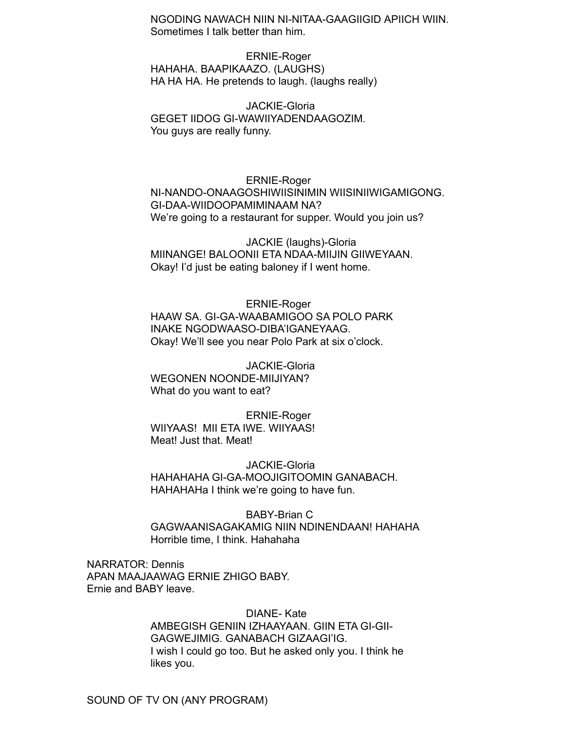NGODING NAWACH NIIN NI-NITAA-GAAGIIGID APIICH WIIN.
Sometimes I talk better than him.

ERNIE-Roger

HAHAHA. BAAPIKAAZO. (LAUGHS)
HA HA HA. He pretends to laugh. (laughs really)

JACKIE-Gloria

GEGET IIDOG GI-WAWIIYADENDAAGOZIM.
You guys are really funny.

ERNIE-Roger

NI-NANDO-ONAAGOSHIWIISINIMIN WIISINIIWIGAMIGONG. GI-DAA-WIIDOOPAMIMINAAM NA?
We're going to a restaurant for supper. Would you join us?

JACKIE (laughs)-Gloria

MIINANGE! BALOONII ETA NDAA-MIIJIN GIIWEYAAN.
Okay! I'd just be eating baloney if I went home.

ERNIE-Roger

HAAW SA. GI-GA-WAABAMIGOO SA POLO PARK INAKE NGODWAASO-DIBA'IGANEYAAG.
Okay! We'll see you near Polo Park at six o'clock.

JACKIE-Gloria

WEGONEN NOONDE-MIIJIYAN?
What do you want to eat?

ERNIE-Roger

WIIYAAS! MII ETA IWE. WIIYAAS!
Meat! Just that. Meat!

JACKIE-Gloria

HAHAHAHA GI-GA-MOOJIGITOOMIN GANABACH.
HAHAHAHa I think we're going to have fun.

BABY-Brian C

GAGWAANISAGAKAMIG NIIN NDINENDAAN! HAHAHA
Horrible time, I think. Hahahaha

NARRATOR: Dennis
APAN MAAJAAWAG ERNIE ZHIGO BABY.
Ernie and BABY leave.

DIANE- Kate

AMBEGISH GENIIN IZHAAYAAN. GIIN ETA GI-GII-GAGWEJIMIG. GANABACH GIZAAGI'IG.
I wish I could go too. But he asked only you. I think he likes you.

SOUND OF TV ON (ANY PROGRAM)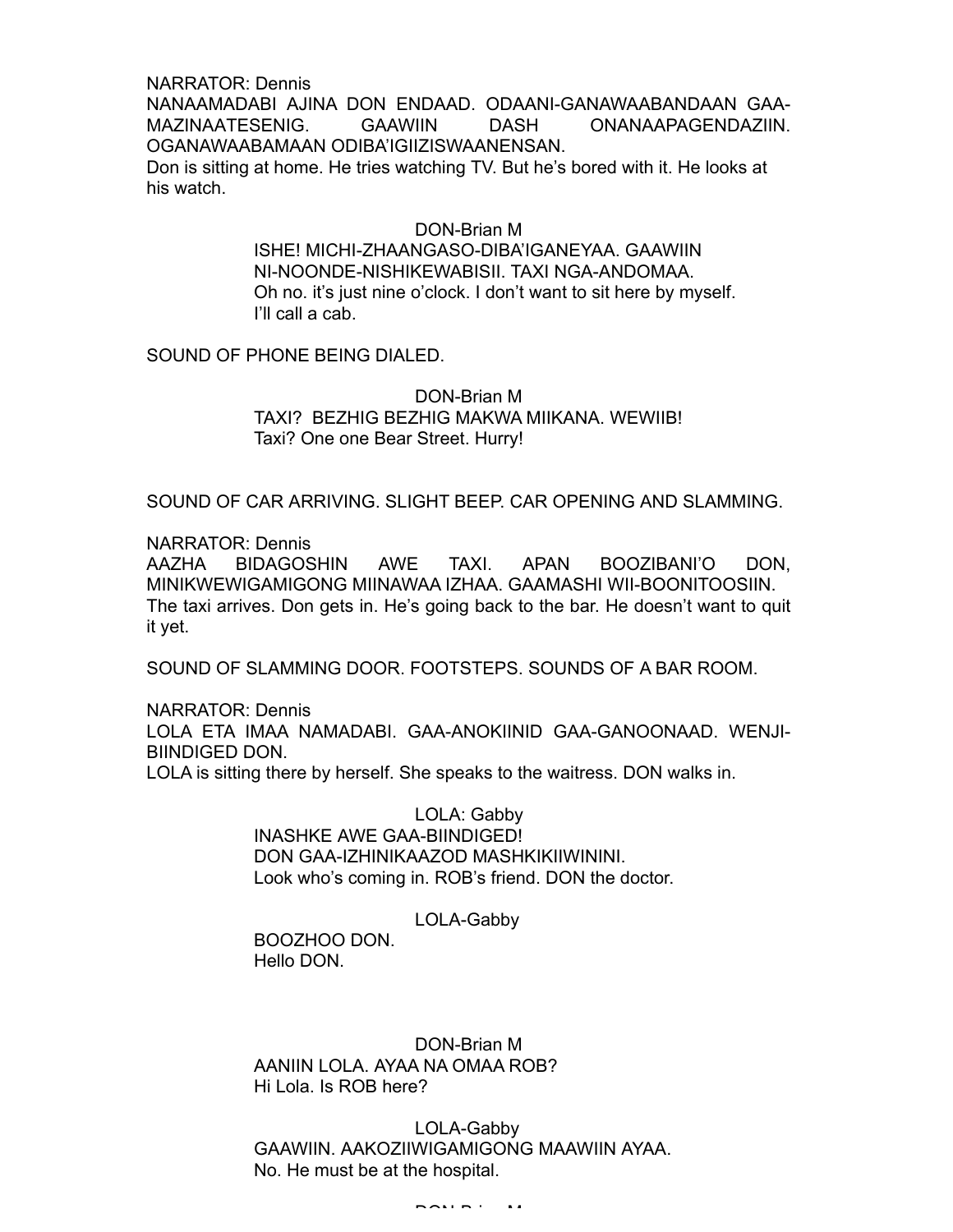NARRATOR: Dennis
NANAAMADABI AJINA DON ENDAAD. ODAANI-GANAWAABANDAAN GAA-MAZINAATESENIG. GAAWIIN DASH ONANAAPAGENDAZIIN. OGANAWAABAMAAN ODIBA'IGIIZISWAANENSAN.
Don is sitting at home. He tries watching TV. But he's bored with it. He looks at his watch.

DON-Brian M
ISHE! MICHI-ZHAANGASO-DIBA'IGANEYAA. GAAWIIN NI-NOONDE-NISHIKEWABISII. TAXI NGA-ANDOMAA.
Oh no. it's just nine o'clock. I don't want to sit here by myself. I'll call a cab.

SOUND OF PHONE BEING DIALED.

DON-Brian M
TAXI? BEZHIG BEZHIG MAKWA MIIKANA. WEWIIB!
Taxi? One one Bear Street. Hurry!

SOUND OF CAR ARRIVING. SLIGHT BEEP. CAR OPENING AND SLAMMING.

NARRATOR: Dennis
AAZHA BIDAGOSHIN AWE TAXI. APAN BOOZIBANI'O DON, MINIKWEWIGAMIGONG MIINAWAA IZHAA. GAAMASHI WII-BOONITOOSIIN.
The taxi arrives. Don gets in. He's going back to the bar. He doesn't want to quit it yet.

SOUND OF SLAMMING DOOR. FOOTSTEPS. SOUNDS OF A BAR ROOM.

NARRATOR: Dennis
LOLA ETA IMAA NAMADABI. GAA-ANOKIINID GAA-GANOONAAD. WENJI-BIINDIGED DON.
LOLA is sitting there by herself. She speaks to the waitress. DON walks in.

LOLA: Gabby
INASHKE AWE GAA-BIINDIGED!
DON GAA-IZHINIKAAZOD MASHKIKIIWININI.
Look who's coming in. ROB's friend. DON the doctor.

LOLA-Gabby
BOOZHOO DON.
Hello DON.

DON-Brian M
AANIIN LOLA. AYAA NA OMAA ROB?
Hi Lola. Is ROB here?

LOLA-Gabby
GAAWIIN. AAKOZIIWIGAMIGONG MAAWIIN AYAA.
No. He must be at the hospital.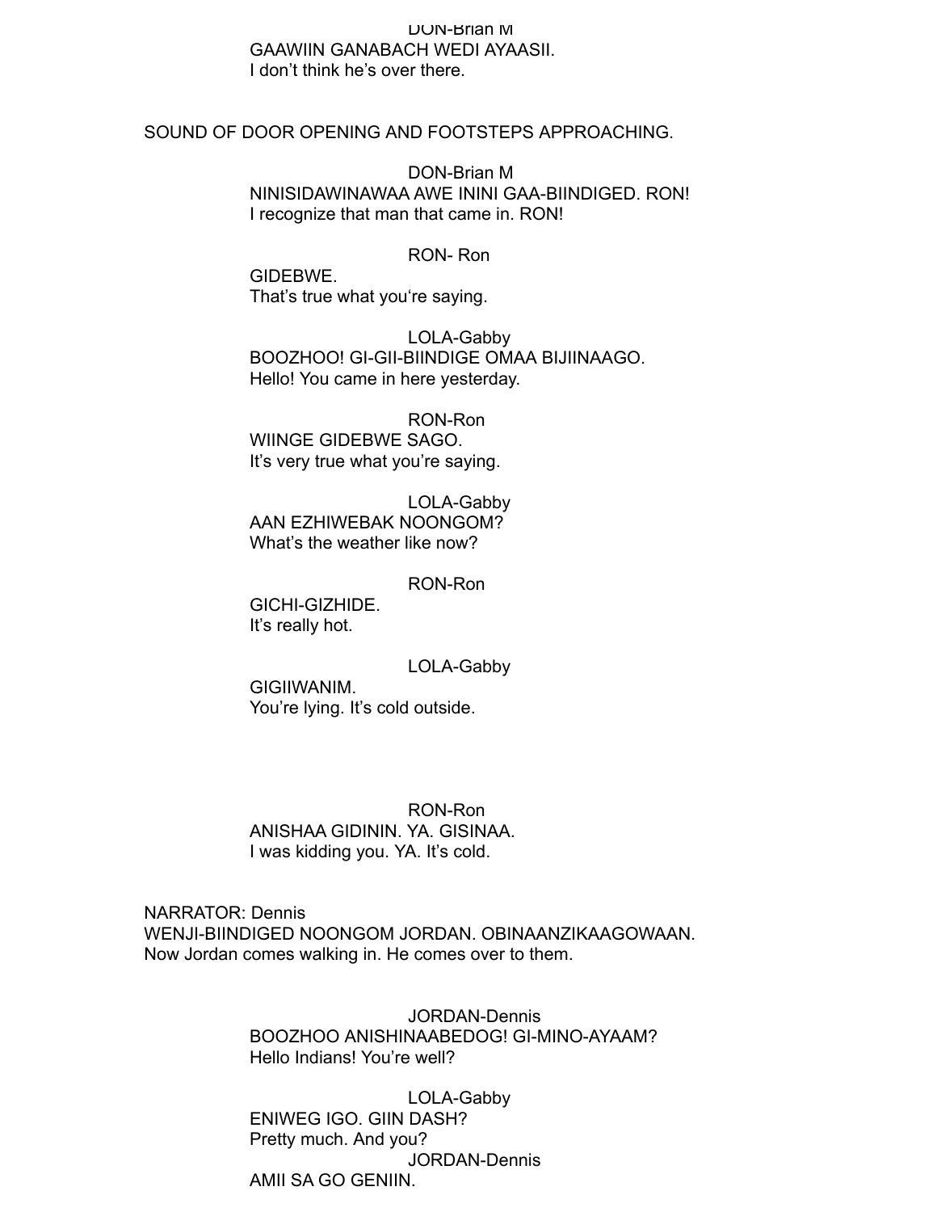DON-Brian M
GAAWIIN GANABACH WEDI AYAASII.
I don't think he's over there.

SOUND OF DOOR OPENING AND FOOTSTEPS APPROACHING.

DON-Brian M
NINISIDAWINAWAA AWE ININI GAA-BIINDIGED. RON!
I recognize that man that came in. RON!

RON- Ron
GIDEBWE.
That's true what you're saying.

LOLA-Gabby
BOOZHOO! GI-GII-BIINDIGE OMAA BIJIINAAGO.
Hello! You came in here yesterday.

RON-Ron
WIINGE GIDEBWE SAGO.
It's very true what you're saying.

LOLA-Gabby
AAN EZHIWEBAK NOONGOM?
What's the weather like now?

RON-Ron
GICHI-GIZHIDE.
It's really hot.

LOLA-Gabby
GIGIIWANIM.
You're lying. It's cold outside.

RON-Ron
ANISHAA GIDININ. YA. GISINAA.
I was kidding you. YA. It's cold.

NARRATOR: Dennis
WENJI-BIINDIGED NOONGOM JORDAN. OBINAANZIKAAGOWAAN.
Now Jordan comes walking in. He comes over to them.

JORDAN-Dennis
BOOZHOO ANISHINAABEDOG! GI-MINO-AYAAM?
Hello Indians! You're well?

LOLA-Gabby
ENIWEG IGO. GIIN DASH?
Pretty much. And you?

JORDAN-Dennis
AMII SA GO GENIIN.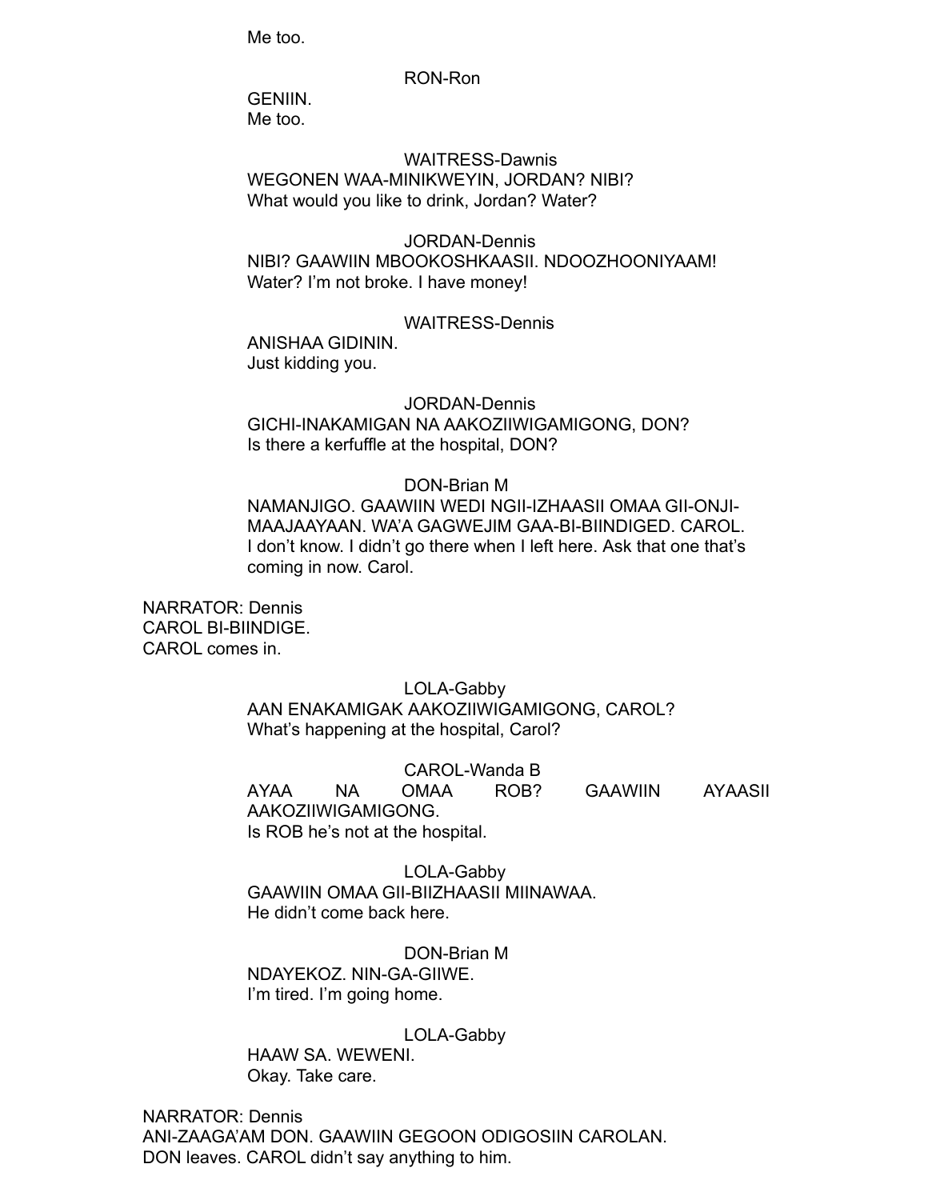Me too.

RON-Ron

GENIIN.
Me too.

WAITRESS-Dawnis

WEGONEN WAA-MINIKWEYIN, JORDAN? NIBI?
What would you like to drink, Jordan? Water?

JORDAN-Dennis

NIBI? GAAWIIN MBOOKOSHKAASII. NDOOZHOONIYAAM!
Water? I'm not broke. I have money!

WAITRESS-Dennis

ANISHAA GIDININ.
Just kidding you.

JORDAN-Dennis

GICHI-INAKAMIGAN NA AAKOZIIWIGAMIGONG, DON?
Is there a kerfuffle at the hospital, DON?

DON-Brian M

NAMANJIGO. GAAWIIN WEDI NGII-IZHAASII OMAA GII-ONJI-MAAJAAYAAN. WA'A GAGWEJIM GAA-BI-BIINDIGED. CAROL.
I don't know. I didn't go there when I left here. Ask that one that's coming in now. Carol.

NARRATOR: Dennis
CAROL BI-BIINDIGE.
CAROL comes in.

LOLA-Gabby

AAN ENAKAMIGAK AAKOZIIWIGAMIGONG, CAROL?
What's happening at the hospital, Carol?

CAROL-Wanda B

AYAA NA OMAA ROB? GAAWIIN AYAASII AAKOZIIWIGAMIGONG.
Is ROB he's not at the hospital.

LOLA-Gabby

GAAWIIN OMAA GII-BIIZHAASII MIINAWAA.
He didn't come back here.

DON-Brian M

NDAYEKOZ. NIN-GA-GIIWE.
I'm tired. I'm going home.

LOLA-Gabby

HAAW SA. WEWENI.
Okay. Take care.

NARRATOR: Dennis
ANI-ZAAGA'AM DON. GAAWIIN GEGOON ODIGOSIIN CAROLAN.
DON leaves. CAROL didn't say anything to him.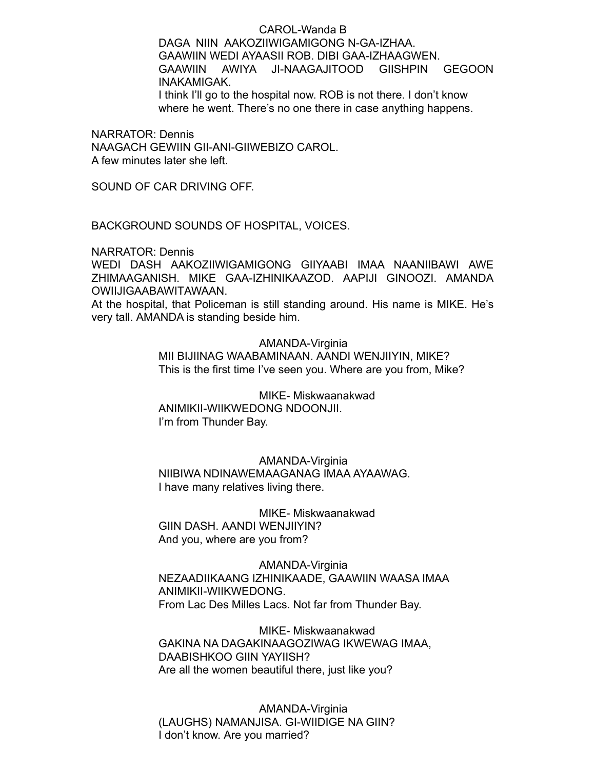CAROL-Wanda B

DAGA NIIN AAKOZIIWIGAMIGONG N-GA-IZHAA.
GAAWIIN WEDI AYAASII ROB. DIBI GAA-IZHAAGWEN.
GAAWIIN AWIYA JI-NAAGAJITOOD GIISHPIN GEGOON INAKAMIGAK.
I think I'll go to the hospital now. ROB is not there. I don't know where he went. There's no one there in case anything happens.

NARRATOR: Dennis
NAAGACH GEWIIN GII-ANI-GIIWEBIZO CAROL.
A few minutes later she left.

SOUND OF CAR DRIVING OFF.

BACKGROUND SOUNDS OF HOSPITAL, VOICES.

NARRATOR: Dennis
WEDI DASH AAKOZIIWIGAMIGONG GIIYAABI IMAA NAANIIBAWI AWE ZHIMAAGANISH. MIKE GAA-IZHINIKAAZOD. AAPIJI GINOOZI. AMANDA OWIIJIGAABAWITAWAAN.
At the hospital, that Policeman is still standing around. His name is MIKE. He's very tall. AMANDA is standing beside him.

AMANDA-Virginia

MII BIJIINAG WAABAMINAAN. AANDI WENJIIYIN, MIKE?
This is the first time I've seen you. Where are you from, Mike?

MIKE- Miskwaanakwad

ANIMIKII-WIIKWEDONG NDOONJII.
I'm from Thunder Bay.

AMANDA-Virginia

NIIBIWA NDINAWEMAAGANAG IMAA AYAAWAG.
I have many relatives living there.

MIKE- Miskwaanakwad

GIIN DASH. AANDI WENJIIYIN?
And you, where are you from?

AMANDA-Virginia

NEZAADIIKAANG IZHINIKAADE, GAAWIIN WAASA IMAA ANIMIKII-WIIKWEDONG.
From Lac Des Milles Lacs. Not far from Thunder Bay.

MIKE- Miskwaanakwad

GAKINA NA DAGAKINAAGOZIWAG IKWEWAG IMAA, DAABISHKOO GIIN YAYIISH?
Are all the women beautiful there, just like you?

AMANDA-Virginia

(LAUGHS) NAMANJISA. GI-WIIDIGE NA GIIN?
I don't know. Are you married?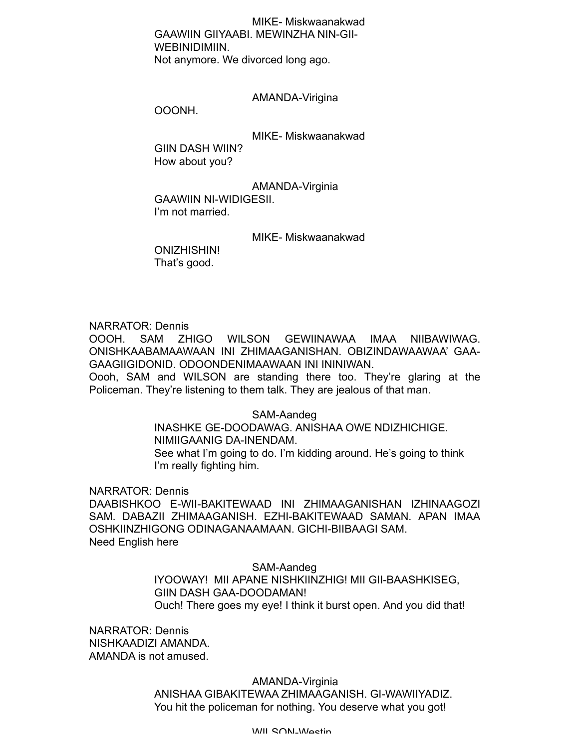MIKE- Miskwaanakwad

GAAWIIN GIIYAABI. MEWINZHA NIN-GII-WEBINIDIMIIN.
Not anymore. We divorced long ago.

AMANDA-Virigina

OOONH.

MIKE- Miskwaanakwad

GIIN DASH WIIN?
How about you?

AMANDA-Virginia

GAAWIIN NI-WIDIGESII.
I'm not married.

MIKE- Miskwaanakwad

ONIZHISHIN!
That's good.

NARRATOR: Dennis
OOOH. SAM ZHIGO WILSON GEWIINAWAA IMAA NIIBAWIWAG. ONISHKAABAMAAWAAN INI ZHIMAAGANISHAN. OBIZINDAWAAWAA' GAA-GAAGIIGIDONID. ODOONDENIMAAWAAN INI ININIWAN.
Oooh, SAM and WILSON are standing there too. They're glaring at the Policeman. They're listening to them talk. They are jealous of that man.

SAM-Aandeg

INASHKE GE-DOODAWAG. ANISHAA OWE NDIZHICHIGE. NIMIIGAANIG DA-INENDAM.
See what I'm going to do. I'm kidding around. He's going to think I'm really fighting him.

NARRATOR: Dennis
DAABISHKOO E-WII-BAKITEWAAD INI ZHIMAAGANISHAN IZHINAAGOZI SAM. DABAZII ZHIMAAGANISH. EZHI-BAKITEWAAD SAMAN. APAN IMAA OSHKIINZHIGONG ODINAGANAAMAAN. GICHI-BIIBAAGI SAM.
Need English here

SAM-Aandeg

IYOOWAY! MII APANE NISHKIINZHIG! MII GII-BAASHKISEG, GIIN DASH GAA-DOODAMAN!
Ouch! There goes my eye! I think it burst open. And you did that!

NARRATOR: Dennis
NISHKAADIZI AMANDA.
AMANDA is not amused.

AMANDA-Virginia

ANISHAA GIBAKITEWAA ZHIMAAGANISH. GI-WAWIIYADIZ.
You hit the policeman for nothing. You deserve what you got!

WILSON-Westin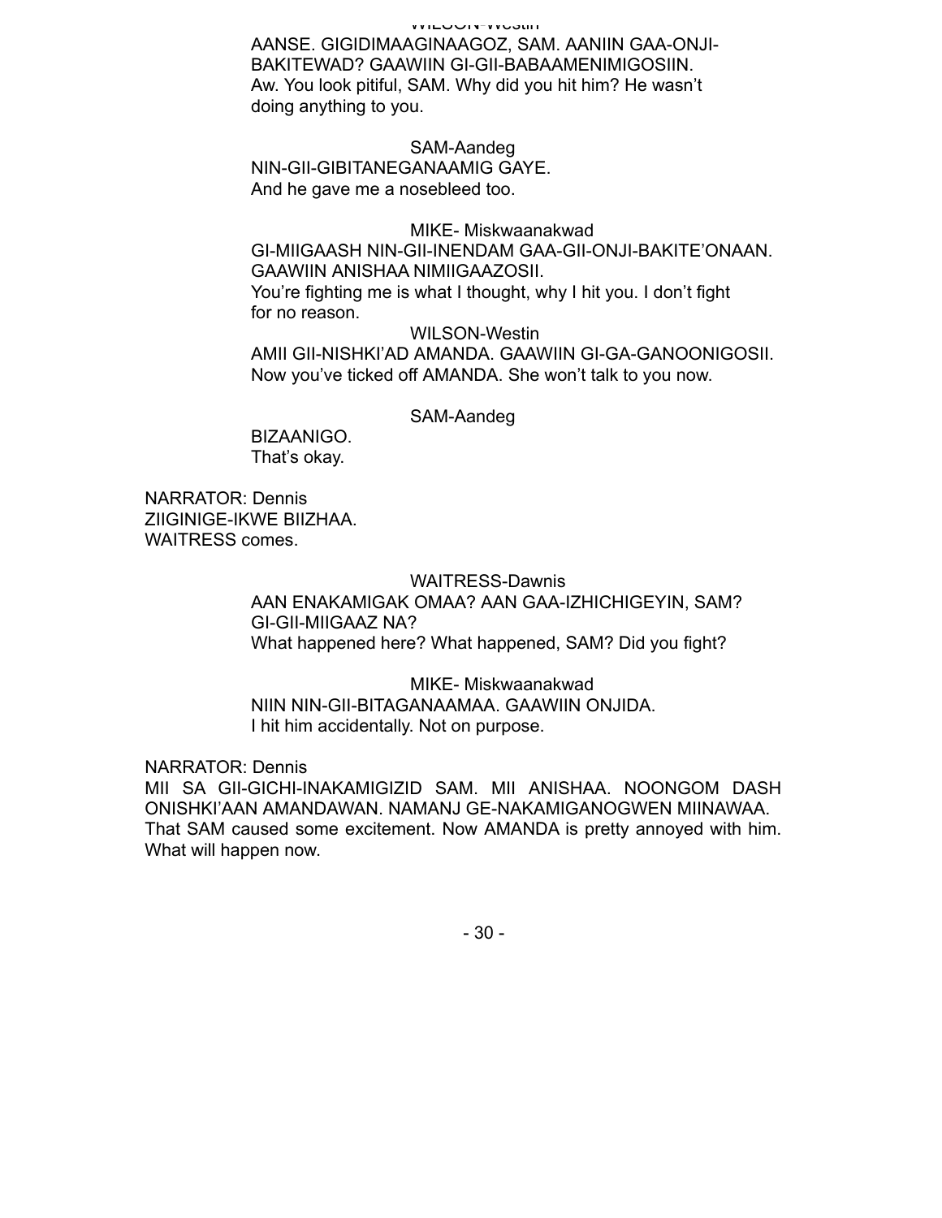WILSON-Westin

AANSE. GIGIDIMAAGINAAGOZ, SAM. AANIIN GAA-ONJI-BAKITEWAD? GAAWIIN GI-GII-BABAAMENIMIGOSIIN.
Aw. You look pitiful, SAM. Why did you hit him? He wasn't doing anything to you.

SAM-Aandeg

NIN-GII-GIBITANEGANAAMIG GAYE.
And he gave me a nosebleed too.

MIKE- Miskwaanakwad

GI-MIIGAASH NIN-GII-INENDAM GAA-GII-ONJI-BAKITE'ONAAN. GAAWIIN ANISHAA NIMIIGAAZOSII.
You're fighting me is what I thought, why I hit you. I don't fight for no reason.

WILSON-Westin

AMII GII-NISHKI'AD AMANDA. GAAWIIN GI-GA-GANOONIGOSII.
Now you've ticked off AMANDA. She won't talk to you now.

SAM-Aandeg

BIZAANIGO.
That's okay.

NARRATOR: Dennis
ZIIGINIGE-IKWE BIIZHAA.
WAITRESS comes.

WAITRESS-Dawnis

AAN ENAKAMIGAK OMAA? AAN GAA-IZHICHIGEYIN, SAM? GI-GII-MIIGAAZ NA?
What happened here? What happened, SAM? Did you fight?

MIKE- Miskwaanakwad

NIIN NIN-GII-BITAGANAAMAA. GAAWIIN ONJIDA.
I hit him accidentally. Not on purpose.

NARRATOR: Dennis
MII SA GII-GICHI-INAKAMIGIZID SAM. MII ANISHAA. NOONGOM DASH ONISHKI'AAN AMANDAWAN. NAMANJ GE-NAKAMIGANOGWEN MIINAWAA.
That SAM caused some excitement. Now AMANDA is pretty annoyed with him. What will happen now.